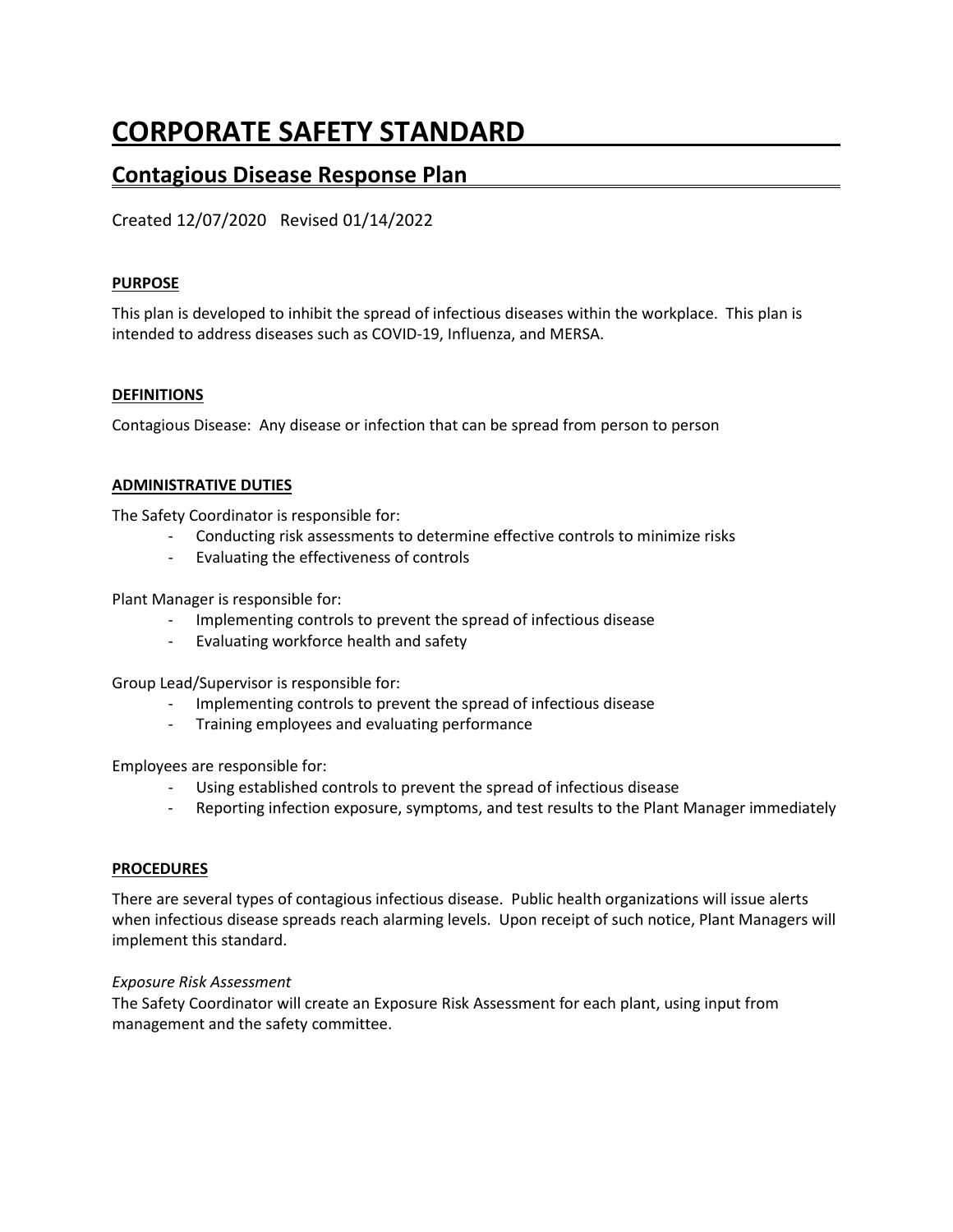# CORPORATE SAFETY STANDARD

## Contagious Disease Response Plan

Created 12/07/2020 Revised 01/14/2022

**PURPOSE**

This plan is developed to inhibit the spread of infectious diseases within the workplace. This plan is intended to address diseases such as COVID-19, Influenza, and MERSA.

**DEFINITIONS**

Contagious Disease: Any disease or infection that can be spread from person to person

**ADMINISTRATIVE DUTIES**

The Safety Coordinator is responsible for:

- Conducting risk assessments to determine effective controls to minimize risks
- Evaluating the effectiveness of controls

Plant Manager is responsible for:

- Implementing controls to prevent the spread of infectious disease
- Evaluating workforce health and safety

Group Lead/Supervisor is responsible for:

- Implementing controls to prevent the spread of infectious disease
- Training employees and evaluating performance

Employees are responsible for:

- Using established controls to prevent the spread of infectious disease
- Reporting infection exposure, symptoms, and test results to the Plant Manager immediately

**PROCEDURES**

There are several types of contagious infectious disease. Public health organizations will issue alerts when infectious disease spreads reach alarming levels. Upon receipt of such notice, Plant Managers will implement this standard.

*Exposure Risk Assessment*

The Safety Coordinator will create an Exposure Risk Assessment for each plant, using input from management and the safety committee.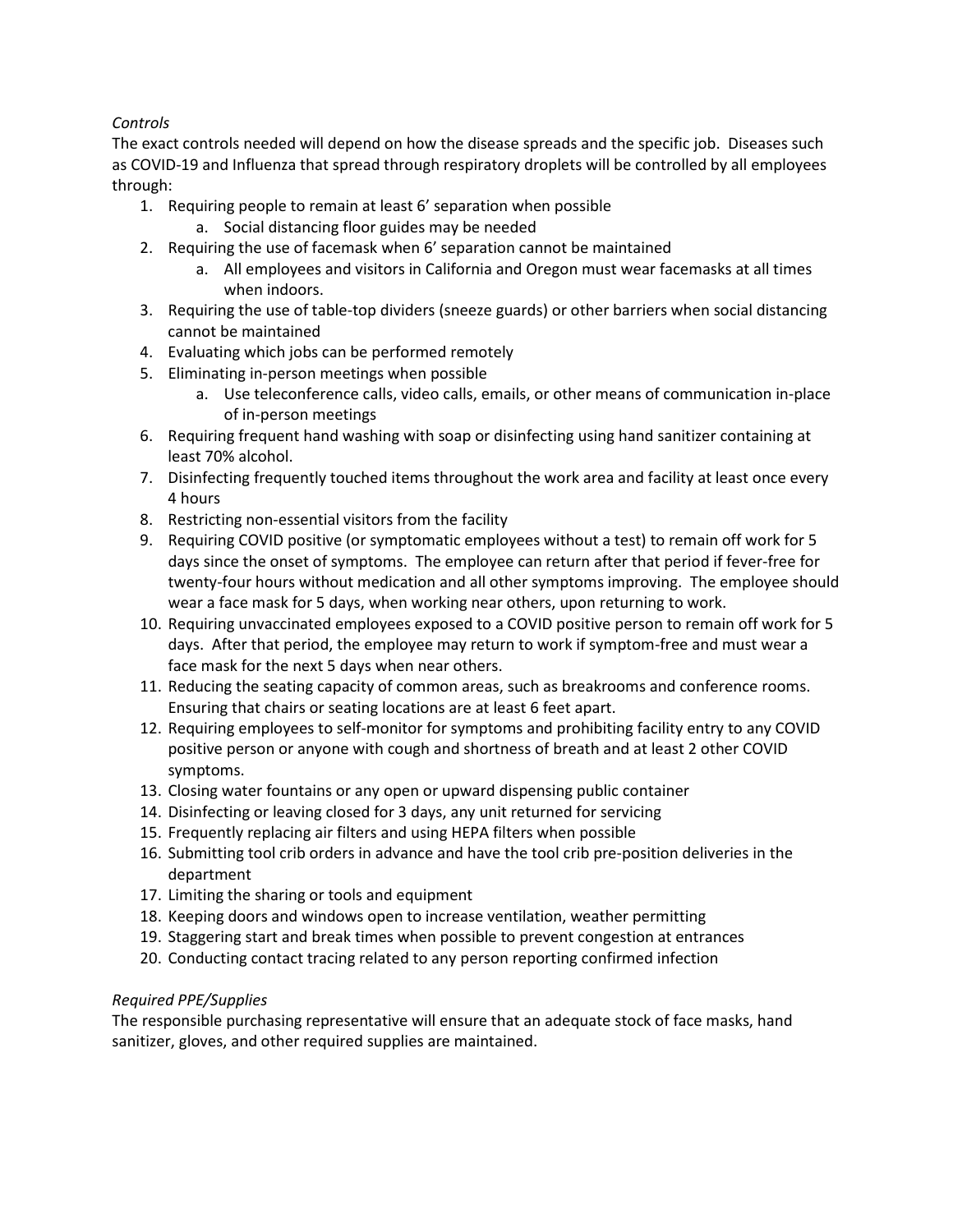*Controls*

The exact controls needed will depend on how the disease spreads and the specific job. Diseases such as COVID-19 and Influenza that spread through respiratory droplets will be controlled by all employees through:

1. Requiring people to remain at least 6' separation when possible
    a. Social distancing floor guides may be needed
2. Requiring the use of facemask when 6' separation cannot be maintained
    a. All employees and visitors in California and Oregon must wear facemasks at all times when indoors.
3. Requiring the use of table-top dividers (sneeze guards) or other barriers when social distancing cannot be maintained
4. Evaluating which jobs can be performed remotely
5. Eliminating in-person meetings when possible
    a. Use teleconference calls, video calls, emails, or other means of communication in-place of in-person meetings
6. Requiring frequent hand washing with soap or disinfecting using hand sanitizer containing at least 70% alcohol.
7. Disinfecting frequently touched items throughout the work area and facility at least once every 4 hours
8. Restricting non-essential visitors from the facility
9. Requiring COVID positive (or symptomatic employees without a test) to remain off work for 5 days since the onset of symptoms. The employee can return after that period if fever-free for twenty-four hours without medication and all other symptoms improving. The employee should wear a face mask for 5 days, when working near others, upon returning to work.
10. Requiring unvaccinated employees exposed to a COVID positive person to remain off work for 5 days. After that period, the employee may return to work if symptom-free and must wear a face mask for the next 5 days when near others.
11. Reducing the seating capacity of common areas, such as breakrooms and conference rooms. Ensuring that chairs or seating locations are at least 6 feet apart.
12. Requiring employees to self-monitor for symptoms and prohibiting facility entry to any COVID positive person or anyone with cough and shortness of breath and at least 2 other COVID symptoms.
13. Closing water fountains or any open or upward dispensing public container
14. Disinfecting or leaving closed for 3 days, any unit returned for servicing
15. Frequently replacing air filters and using HEPA filters when possible
16. Submitting tool crib orders in advance and have the tool crib pre-position deliveries in the department
17. Limiting the sharing or tools and equipment
18. Keeping doors and windows open to increase ventilation, weather permitting
19. Staggering start and break times when possible to prevent congestion at entrances
20. Conducting contact tracing related to any person reporting confirmed infection

*Required PPE/Supplies*

The responsible purchasing representative will ensure that an adequate stock of face masks, hand sanitizer, gloves, and other required supplies are maintained.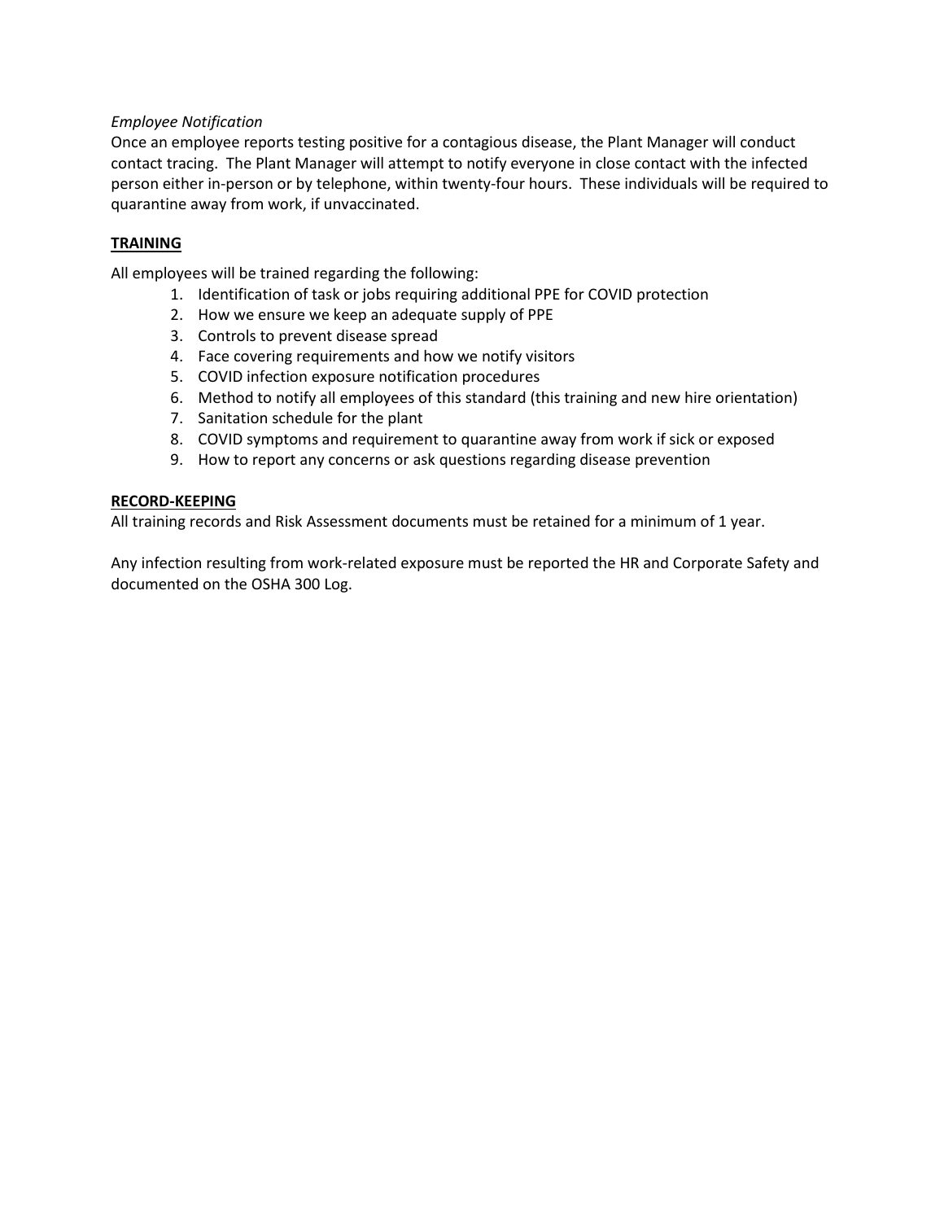*Employee Notification*
Once an employee reports testing positive for a contagious disease, the Plant Manager will conduct contact tracing. The Plant Manager will attempt to notify everyone in close contact with the infected person either in-person or by telephone, within twenty-four hours. These individuals will be required to quarantine away from work, if unvaccinated.

## TRAINING

All employees will be trained regarding the following:

1. Identification of task or jobs requiring additional PPE for COVID protection
2. How we ensure we keep an adequate supply of PPE
3. Controls to prevent disease spread
4. Face covering requirements and how we notify visitors
5. COVID infection exposure notification procedures
6. Method to notify all employees of this standard (this training and new hire orientation)
7. Sanitation schedule for the plant
8. COVID symptoms and requirement to quarantine away from work if sick or exposed
9. How to report any concerns or ask questions regarding disease prevention

## RECORD-KEEPING

All training records and Risk Assessment documents must be retained for a minimum of 1 year.

Any infection resulting from work-related exposure must be reported the HR and Corporate Safety and documented on the OSHA 300 Log.